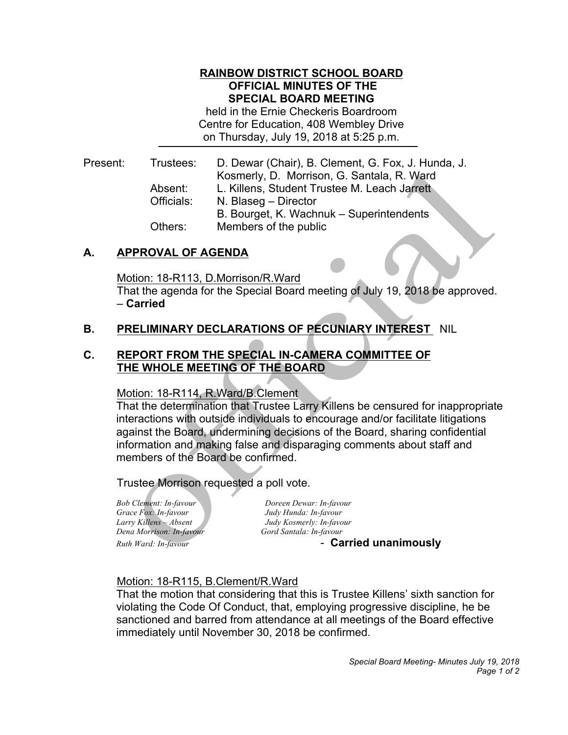# RAINBOW DISTRICT SCHOOL BOARD
## OFFICIAL MINUTES OF THE
## SPECIAL BOARD MEETING

held in the Ernie Checkeris Boardroom
Centre for Education, 408 Wembley Drive
on Thursday, July 19, 2018 at 5:25 p.m.

| | | |
|---|---|---|
| Present: | Trustees: | D. Dewar (Chair), B. Clement, G. Fox, J. Hunda, J. Kosmerly, D. Morrison, G. Santala, R. Ward |
| | Absent: | L. Killens, Student Trustee M. Leach Jarrett |
| | Officials: | N. Blaseg – Director |
| | | B. Bourget, K. Wachnuk – Superintendents |
| | Others: | Members of the public |

## A. APPROVAL OF AGENDA

Motion: 18-R113, D.Morrison/R.Ward
That the agenda for the Special Board meeting of July 19, 2018 be approved.
– **Carried**

## B. PRELIMINARY DECLARATIONS OF PECUNIARY INTEREST NIL

## C. REPORT FROM THE SPECIAL IN-CAMERA COMMITTEE OF THE WHOLE MEETING OF THE BOARD

Motion: 18-R114, R.Ward/B.Clement
That the determination that Trustee Larry Killens be censured for inappropriate interactions with outside individuals to encourage and/or facilitate litigations against the Board, undermining decisions of the Board, sharing confidential information and making false and disparaging comments about staff and members of the Board be confirmed.

Trustee Morrison requested a poll vote.

*Bob Clement: In-favour* | *Doreen Dewar: In-favour*
*Grace Fox: In-favour* | *Judy Hunda: In-favour*
*Larry Killens – Absent* | *Judy Kosmerly: In-favour*
*Dena Morrison: In-favour* | *Gord Santala: In-favour*
*Ruth Ward: In-favour*

- **Carried unanimously**

Motion: 18-R115, B.Clement/R.Ward
That the motion that considering that this is Trustee Killens' sixth sanction for violating the Code Of Conduct, that, employing progressive discipline, he be sanctioned and barred from attendance at all meetings of the Board effective immediately until November 30, 2018 be confirmed.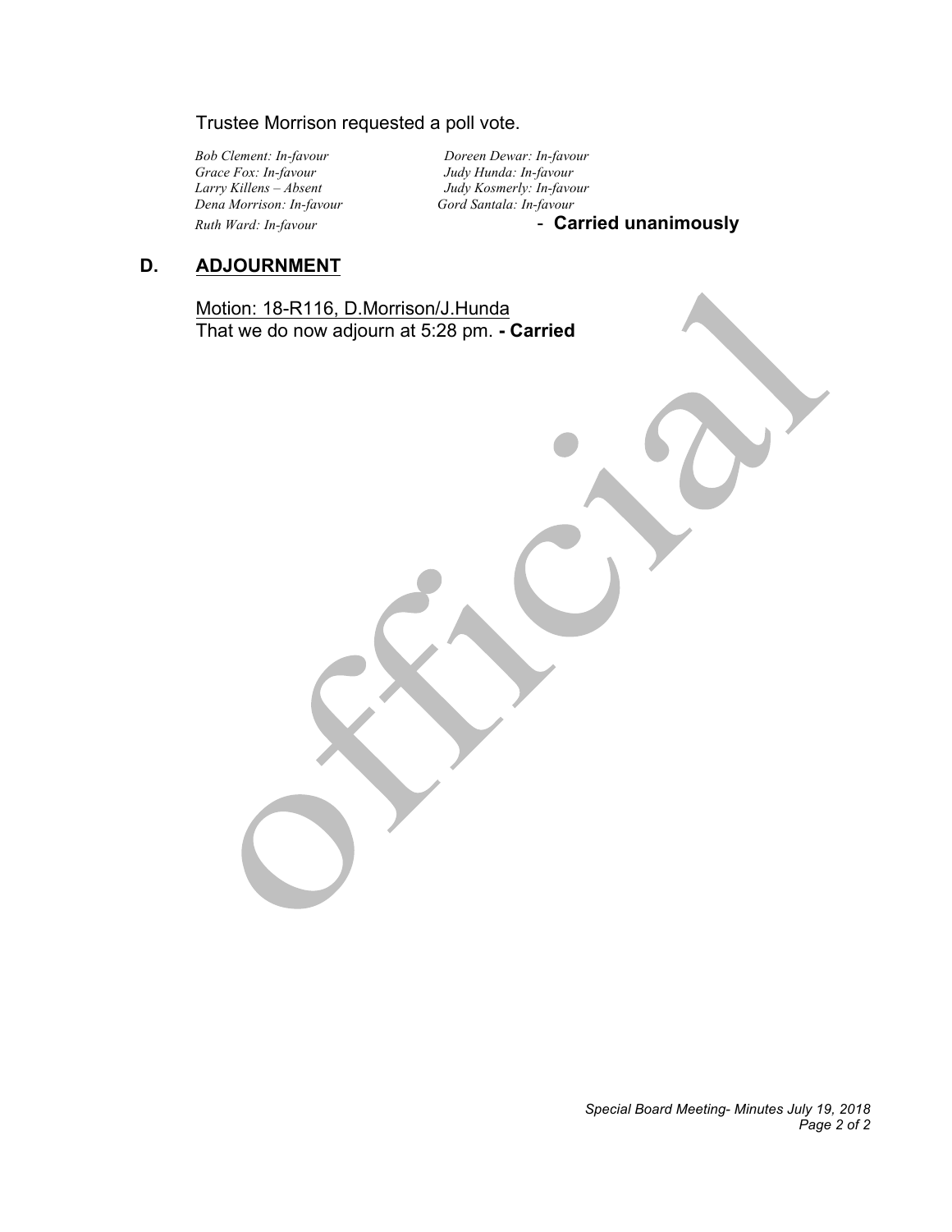Trustee Morrison requested a poll vote.

*Bob Clement: In-favour*
*Doreen Dewar: In-favour*
*Grace Fox: In-favour*
*Judy Hunda: In-favour*
*Larry Killens – Absent*
*Judy Kosmerly: In-favour*
*Dena Morrison: In-favour*
*Gord Santala: In-favour*
*Ruth Ward: In-favour*

\- **Carried unanimously**

## D. ADJOURNMENT

Motion: 18-R116, D.Morrison/J.Hunda
That we do now adjourn at 5:28 pm. **- Carried**